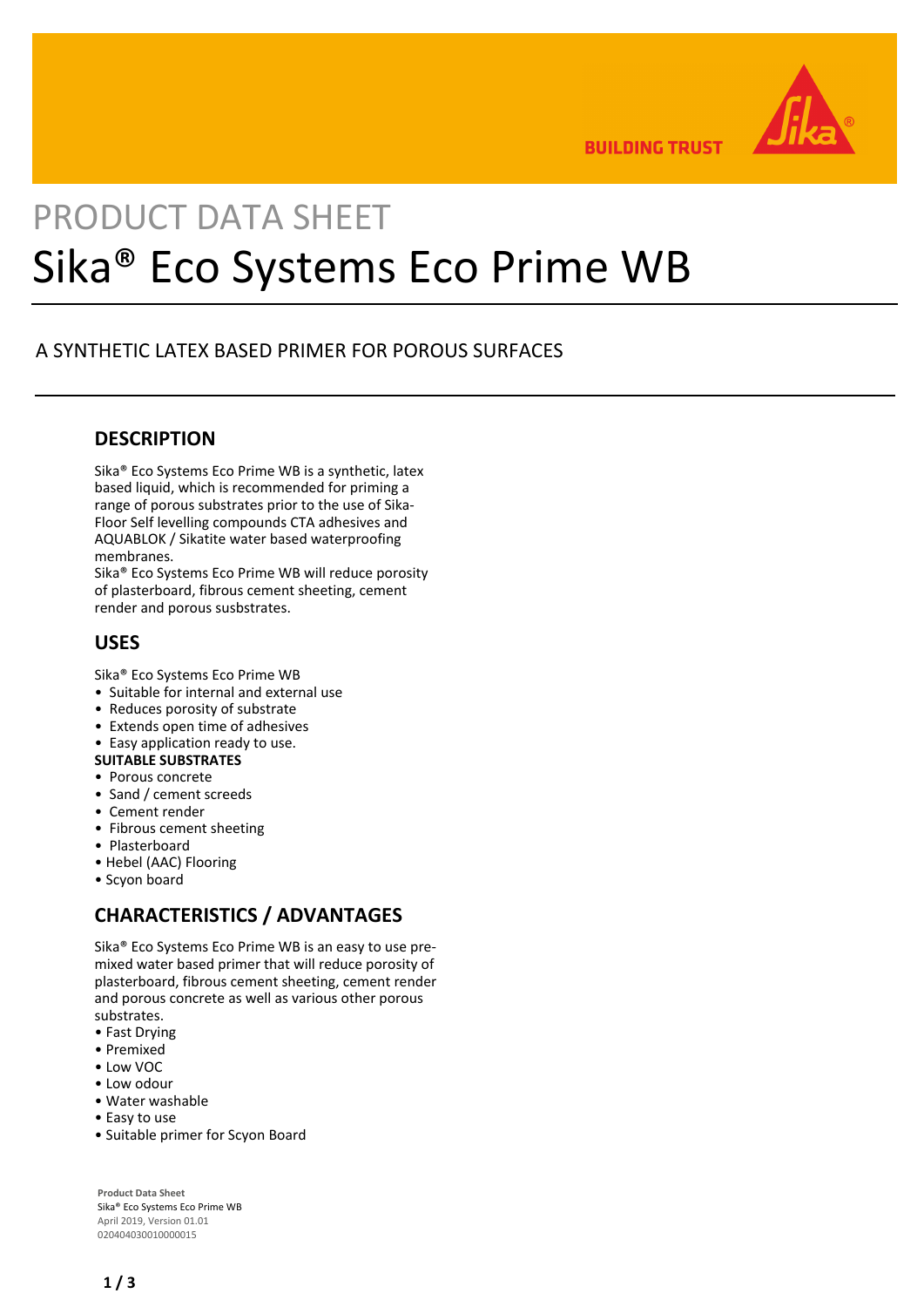PRODUCT DATA SHEET

# Sika® Eco Systems Eco Prime WB

A SYNTHETIC LATEX BASED PRIMER FOR POROUS SURFACES

## DESCRIPTION

Sika® Eco Systems Eco Prime WB is a synthetic, latex based liquid, which is recommended for priming a range of porous substrates prior to the use of Sika-Floor Self levelling compounds CTA adhesives and AQUABLOK / Sikatite water based waterproofing membranes.
Sika® Eco Systems Eco Prime WB will reduce porosity of plasterboard, fibrous cement sheeting, cement render and porous susbstrates.

## USES

Sika® Eco Systems Eco Prime WB
- Suitable for internal and external use
- Reduces porosity of substrate
- Extends open time of adhesives
- Easy application ready to use.

**SUITABLE SUBSTRATES**
- Porous concrete
- Sand / cement screeds
- Cement render
- Fibrous cement sheeting
- Plasterboard
- Hebel (AAC) Flooring
- Scyon board

## CHARACTERISTICS / ADVANTAGES

Sika® Eco Systems Eco Prime WB is an easy to use pre-mixed water based primer that will reduce porosity of plasterboard, fibrous cement sheeting, cement render and porous concrete as well as various other porous substrates.
- Fast Drying
- Premixed
- Low VOC
- Low odour
- Water washable
- Easy to use
- Suitable primer for Scyon Board

**Product Data Sheet**
Sika® Eco Systems Eco Prime WB
April 2019, Version 01.01
020404030010000015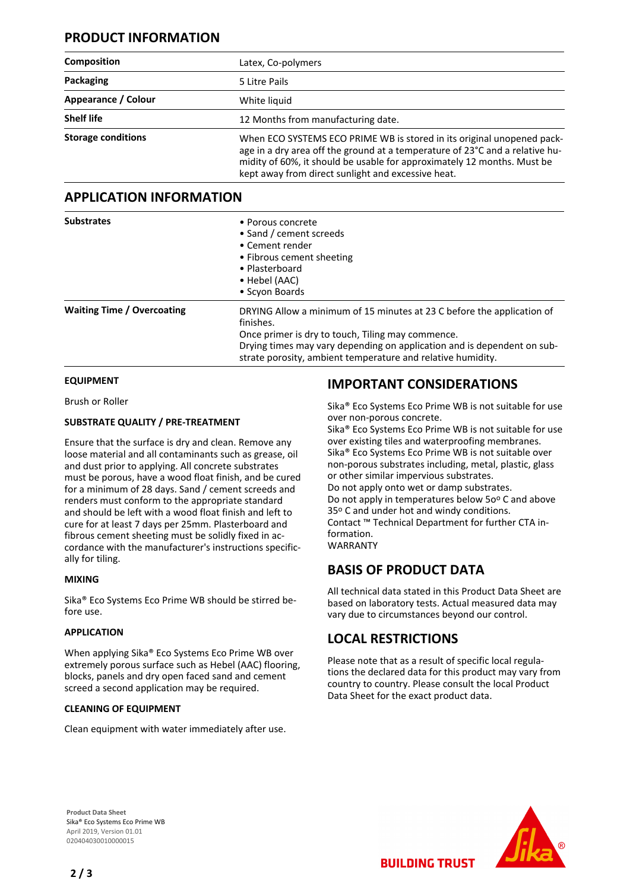## PRODUCT INFORMATION

| Composition | Latex, Co-polymers |
|---|---|
| Packaging | 5 Litre Pails |
| Appearance / Colour | White liquid |
| Shelf life | 12 Months from manufacturing date. |
| Storage conditions | When ECO SYSTEMS ECO PRIME WB is stored in its original unopened package in a dry area off the ground at a temperature of 23°C and a relative humidity of 60%, it should be usable for approximately 12 months. Must be kept away from direct sunlight and excessive heat. |

## APPLICATION INFORMATION

| Substrates | • Porous concrete<br>• Sand / cement screeds<br>• Cement render<br>• Fibrous cement sheeting<br>• Plasterboard<br>• Hebel (AAC)<br>• Scyon Boards |
|---|---|
| Waiting Time / Overcoating | DRYING Allow a minimum of 15 minutes at 23 C before the application of finishes.<br>Once primer is dry to touch, Tiling may commence.<br>Drying times may vary depending on application and is dependent on substrate porosity, ambient temperature and relative humidity. |

### EQUIPMENT

Brush or Roller

### SUBSTRATE QUALITY / PRE-TREATMENT

Ensure that the surface is dry and clean. Remove any loose material and all contaminants such as grease, oil and dust prior to applying. All concrete substrates must be porous, have a wood float finish, and be cured for a minimum of 28 days. Sand / cement screeds and renders must conform to the appropriate standard and should be left with a wood float finish and left to cure for at least 7 days per 25mm. Plasterboard and fibrous cement sheeting must be solidly fixed in accordance with the manufacturer's instructions specifically for tiling.

### MIXING

Sika® Eco Systems Eco Prime WB should be stirred before use.

### APPLICATION

When applying Sika® Eco Systems Eco Prime WB over extremely porous surface such as Hebel (AAC) flooring, blocks, panels and dry open faced sand and cement screed a second application may be required.

### CLEANING OF EQUIPMENT

Clean equipment with water immediately after use.

## IMPORTANT CONSIDERATIONS

Sika® Eco Systems Eco Prime WB is not suitable for use over non-porous concrete.
Sika® Eco Systems Eco Prime WB is not suitable for use over existing tiles and waterproofing membranes.
Sika® Eco Systems Eco Prime WB is not suitable over non-porous substrates including, metal, plastic, glass or other similar impervious substrates.
Do not apply onto wet or damp substrates.
Do not apply in temperatures below 5oº C and above 35º C and under hot and windy conditions.
Contact ™ Technical Department for further CTA information.
WARRANTY

## BASIS OF PRODUCT DATA

All technical data stated in this Product Data Sheet are based on laboratory tests. Actual measured data may vary due to circumstances beyond our control.

## LOCAL RESTRICTIONS

Please note that as a result of specific local regulations the declared data for this product may vary from country to country. Please consult the local Product Data Sheet for the exact product data.

**Product Data Sheet**
Sika® Eco Systems Eco Prime WB
April 2019, Version 01.01
020404030010000015

**BUILDING TRUST**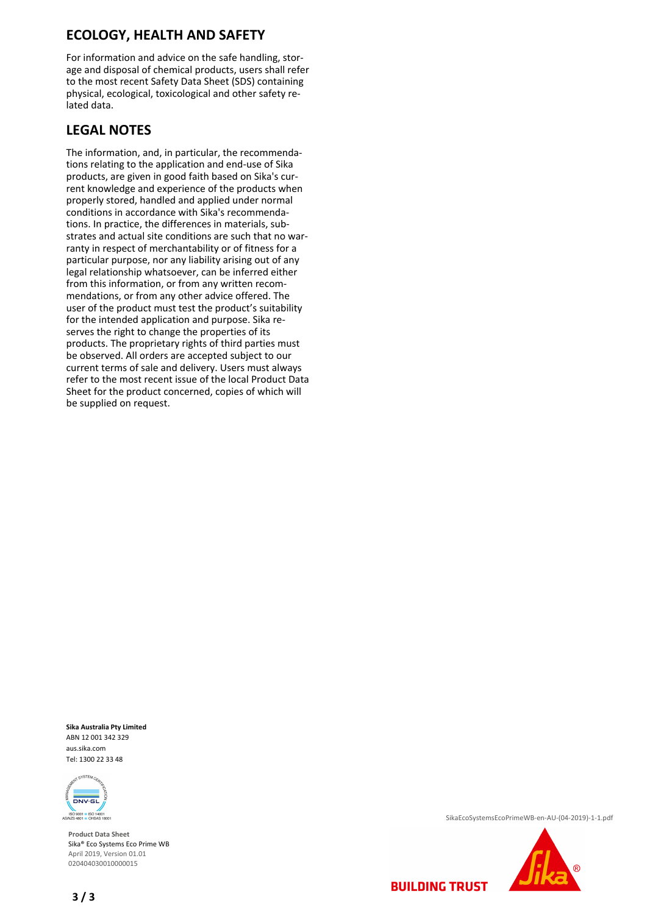## ECOLOGY, HEALTH AND SAFETY

For information and advice on the safe handling, storage and disposal of chemical products, users shall refer to the most recent Safety Data Sheet (SDS) containing physical, ecological, toxicological and other safety related data.

## LEGAL NOTES

The information, and, in particular, the recommendations relating to the application and end-use of Sika products, are given in good faith based on Sika's current knowledge and experience of the products when properly stored, handled and applied under normal conditions in accordance with Sika's recommendations. In practice, the differences in materials, substrates and actual site conditions are such that no warranty in respect of merchantability or of fitness for a particular purpose, nor any liability arising out of any legal relationship whatsoever, can be inferred either from this information, or from any written recommendations, or from any other advice offered. The user of the product must test the product's suitability for the intended application and purpose. Sika reserves the right to change the properties of its products. The proprietary rights of third parties must be observed. All orders are accepted subject to our current terms of sale and delivery. Users must always refer to the most recent issue of the local Product Data Sheet for the product concerned, copies of which will be supplied on request.

**Sika Australia Pty Limited**
ABN 12 001 342 329
aus.sika.com
Tel: 1300 22 33 48

ISO 9001 ■ ISO 14001
AS/NZS 4801 ■ OHSAS 18001

**Product Data Sheet**
Sika® Eco Systems Eco Prime WB
April 2019, Version 01.01
020404030010000015

SikaEcoSystemsEcoPrimeWB-en-AU-(04-2019)-1-1.pdf

BUILDING TRUST